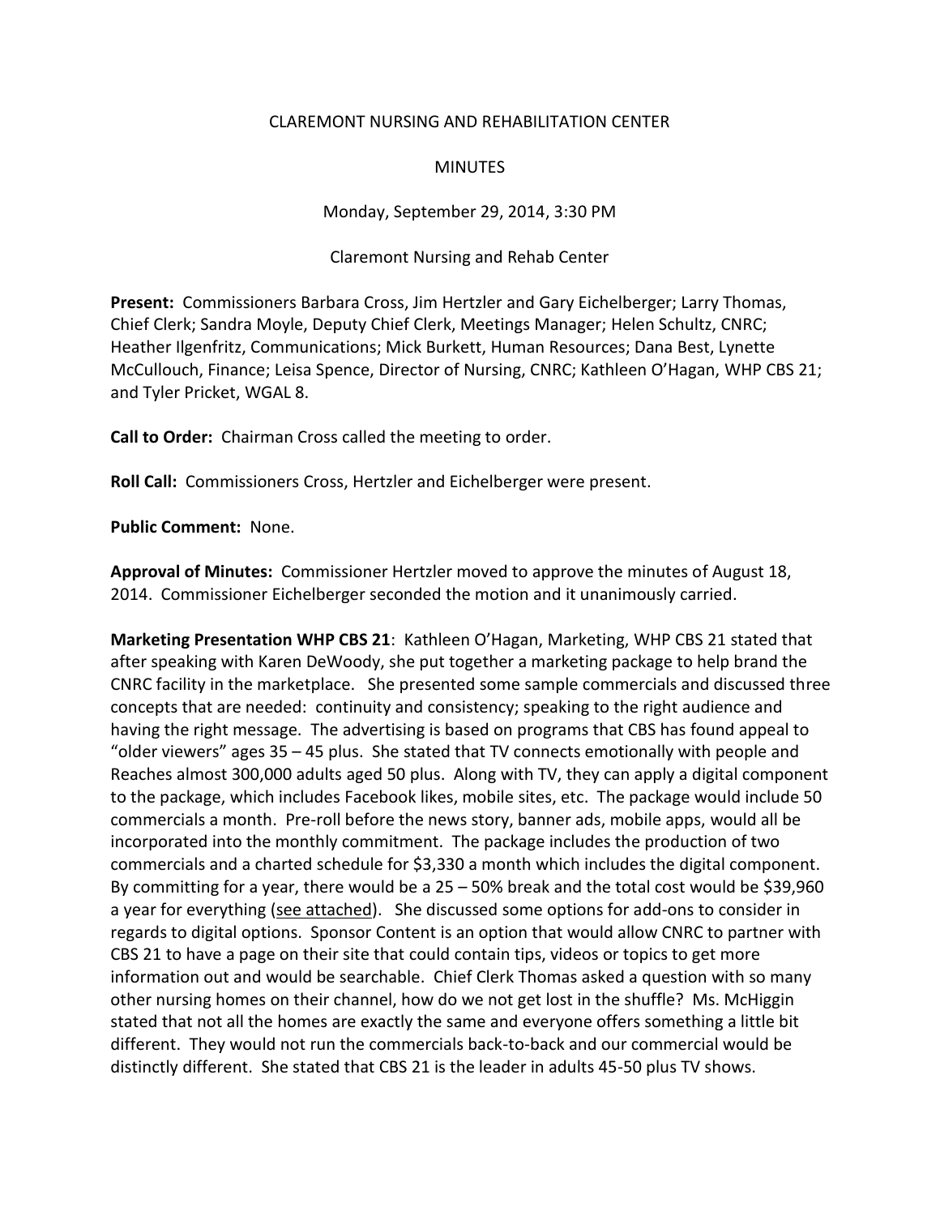CLAREMONT NURSING AND REHABILITATION CENTER

MINUTES

Monday, September 29, 2014, 3:30 PM

Claremont Nursing and Rehab Center

**Present:** Commissioners Barbara Cross, Jim Hertzler and Gary Eichelberger; Larry Thomas, Chief Clerk; Sandra Moyle, Deputy Chief Clerk, Meetings Manager; Helen Schultz, CNRC; Heather Ilgenfritz, Communications; Mick Burkett, Human Resources; Dana Best, Lynette McCullouch, Finance; Leisa Spence, Director of Nursing, CNRC; Kathleen O'Hagan, WHP CBS 21; and Tyler Pricket, WGAL 8.

**Call to Order:** Chairman Cross called the meeting to order.

**Roll Call:** Commissioners Cross, Hertzler and Eichelberger were present.

**Public Comment:** None.

**Approval of Minutes:** Commissioner Hertzler moved to approve the minutes of August 18, 2014. Commissioner Eichelberger seconded the motion and it unanimously carried.

**Marketing Presentation WHP CBS 21**: Kathleen O'Hagan, Marketing, WHP CBS 21 stated that after speaking with Karen DeWoody, she put together a marketing package to help brand the CNRC facility in the marketplace. She presented some sample commercials and discussed three concepts that are needed: continuity and consistency; speaking to the right audience and having the right message. The advertising is based on programs that CBS has found appeal to "older viewers" ages 35 – 45 plus. She stated that TV connects emotionally with people and Reaches almost 300,000 adults aged 50 plus. Along with TV, they can apply a digital component to the package, which includes Facebook likes, mobile sites, etc. The package would include 50 commercials a month. Pre-roll before the news story, banner ads, mobile apps, would all be incorporated into the monthly commitment. The package includes the production of two commercials and a charted schedule for $3,330 a month which includes the digital component. By committing for a year, there would be a 25 – 50% break and the total cost would be $39,960 a year for everything (see attached). She discussed some options for add-ons to consider in regards to digital options. Sponsor Content is an option that would allow CNRC to partner with CBS 21 to have a page on their site that could contain tips, videos or topics to get more information out and would be searchable. Chief Clerk Thomas asked a question with so many other nursing homes on their channel, how do we not get lost in the shuffle? Ms. McHiggin stated that not all the homes are exactly the same and everyone offers something a little bit different. They would not run the commercials back-to-back and our commercial would be distinctly different. She stated that CBS 21 is the leader in adults 45-50 plus TV shows.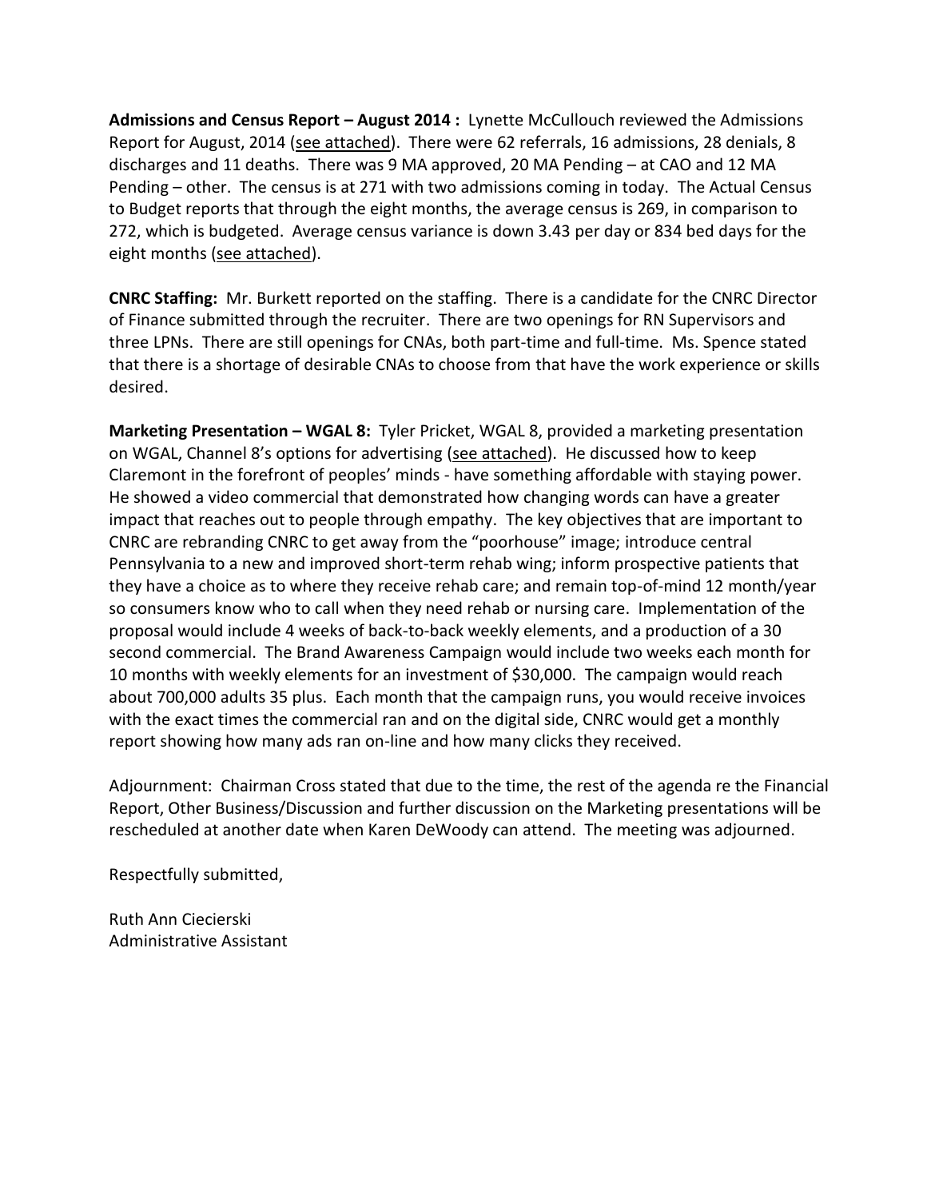**Admissions and Census Report – August 2014 :** Lynette McCullouch reviewed the Admissions Report for August, 2014 (see attached). There were 62 referrals, 16 admissions, 28 denials, 8 discharges and 11 deaths. There was 9 MA approved, 20 MA Pending – at CAO and 12 MA Pending – other. The census is at 271 with two admissions coming in today. The Actual Census to Budget reports that through the eight months, the average census is 269, in comparison to 272, which is budgeted. Average census variance is down 3.43 per day or 834 bed days for the eight months (see attached).

**CNRC Staffing:** Mr. Burkett reported on the staffing. There is a candidate for the CNRC Director of Finance submitted through the recruiter. There are two openings for RN Supervisors and three LPNs. There are still openings for CNAs, both part-time and full-time. Ms. Spence stated that there is a shortage of desirable CNAs to choose from that have the work experience or skills desired.

**Marketing Presentation – WGAL 8:** Tyler Pricket, WGAL 8, provided a marketing presentation on WGAL, Channel 8's options for advertising (see attached). He discussed how to keep Claremont in the forefront of peoples' minds - have something affordable with staying power. He showed a video commercial that demonstrated how changing words can have a greater impact that reaches out to people through empathy. The key objectives that are important to CNRC are rebranding CNRC to get away from the "poorhouse" image; introduce central Pennsylvania to a new and improved short-term rehab wing; inform prospective patients that they have a choice as to where they receive rehab care; and remain top-of-mind 12 month/year so consumers know who to call when they need rehab or nursing care. Implementation of the proposal would include 4 weeks of back-to-back weekly elements, and a production of a 30 second commercial. The Brand Awareness Campaign would include two weeks each month for 10 months with weekly elements for an investment of $30,000. The campaign would reach about 700,000 adults 35 plus. Each month that the campaign runs, you would receive invoices with the exact times the commercial ran and on the digital side, CNRC would get a monthly report showing how many ads ran on-line and how many clicks they received.

Adjournment: Chairman Cross stated that due to the time, the rest of the agenda re the Financial Report, Other Business/Discussion and further discussion on the Marketing presentations will be rescheduled at another date when Karen DeWoody can attend. The meeting was adjourned.

Respectfully submitted,

Ruth Ann Ciecierski
Administrative Assistant